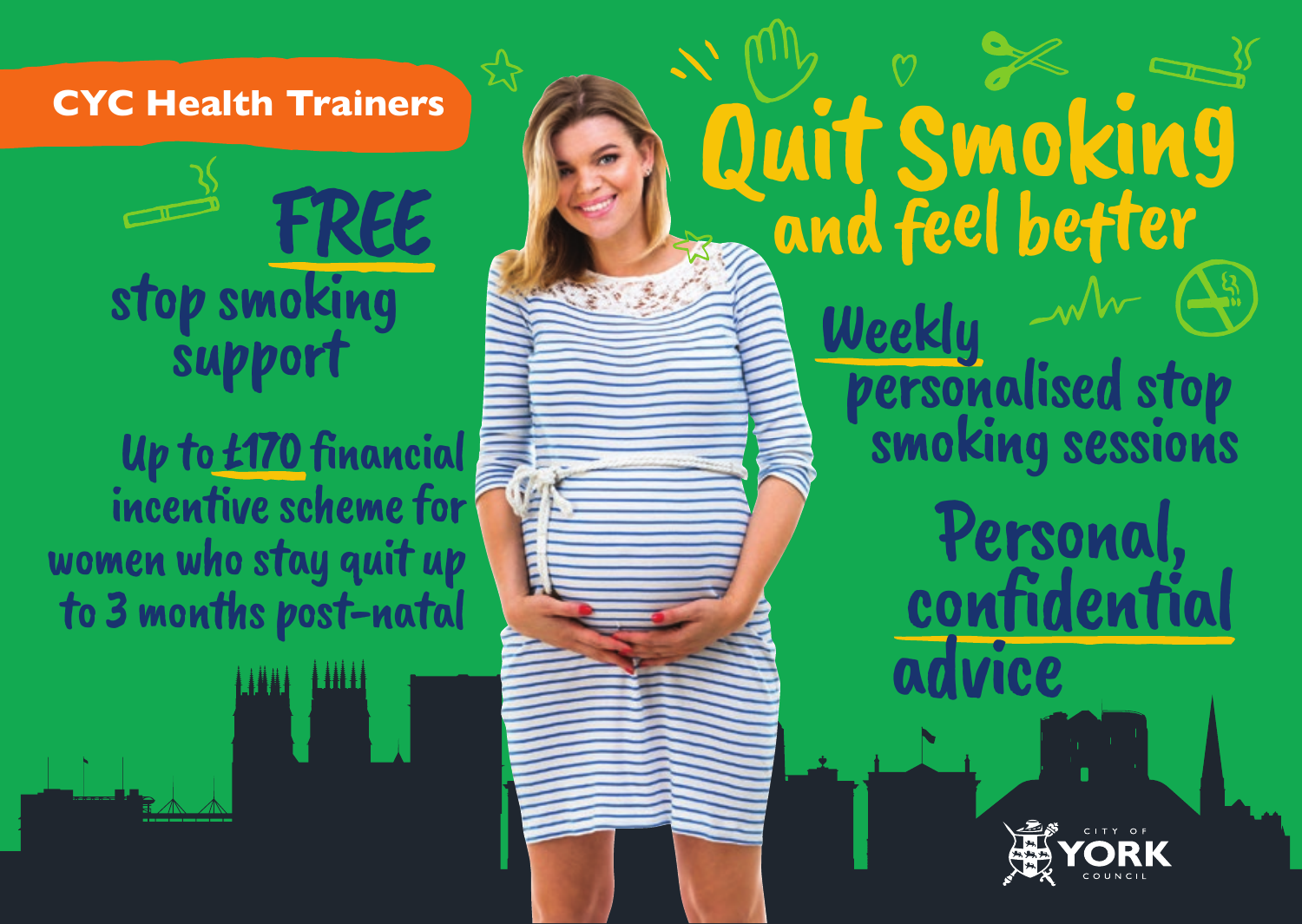**CYC Health Trainers**

# Quit Smoking and feel better

## FREE stop smoking support

Up to £170 financial incentive scheme for women who stay quit up to 3 months post-natal

**Weekly** personalised stop smoking sessions

Personal, confidential advice

CITY OF YORK COUNCIL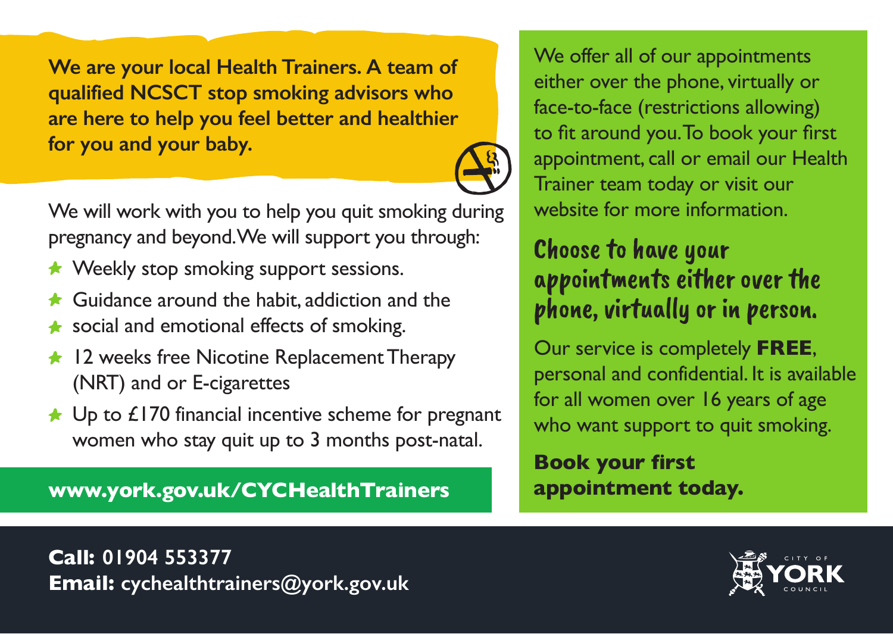**We are your local Health Trainers. A team of qualified NCSCT stop smoking advisors who are here to help you feel better and healthier for you and your baby.**

We will work with you to help you quit smoking during pregnancy and beyond. We will support you through:

- Weekly stop smoking support sessions.
- Guidance around the habit, addiction and the
- social and emotional effects of smoking.
- 12 weeks free Nicotine Replacement Therapy (NRT) and or E-cigarettes
- Up to £170 financial incentive scheme for pregnant women who stay quit up to 3 months post-natal.

**www.york.gov.uk/CYCHealthTrainers**

We offer all of our appointments either over the phone, virtually or face-to-face (restrictions allowing) to fit around you. To book your first appointment, call or email our Health Trainer team today or visit our website for more information.

## Choose to have your appointments either over the phone, virtually or in person.

Our service is completely **FREE**, personal and confidential. It is available for all women over 16 years of age who want support to quit smoking.

**Book your first appointment today.**

**Call:** 01904 553377
**Email:** cychealthtrainers@york.gov.uk

CITY OF YORK COUNCIL